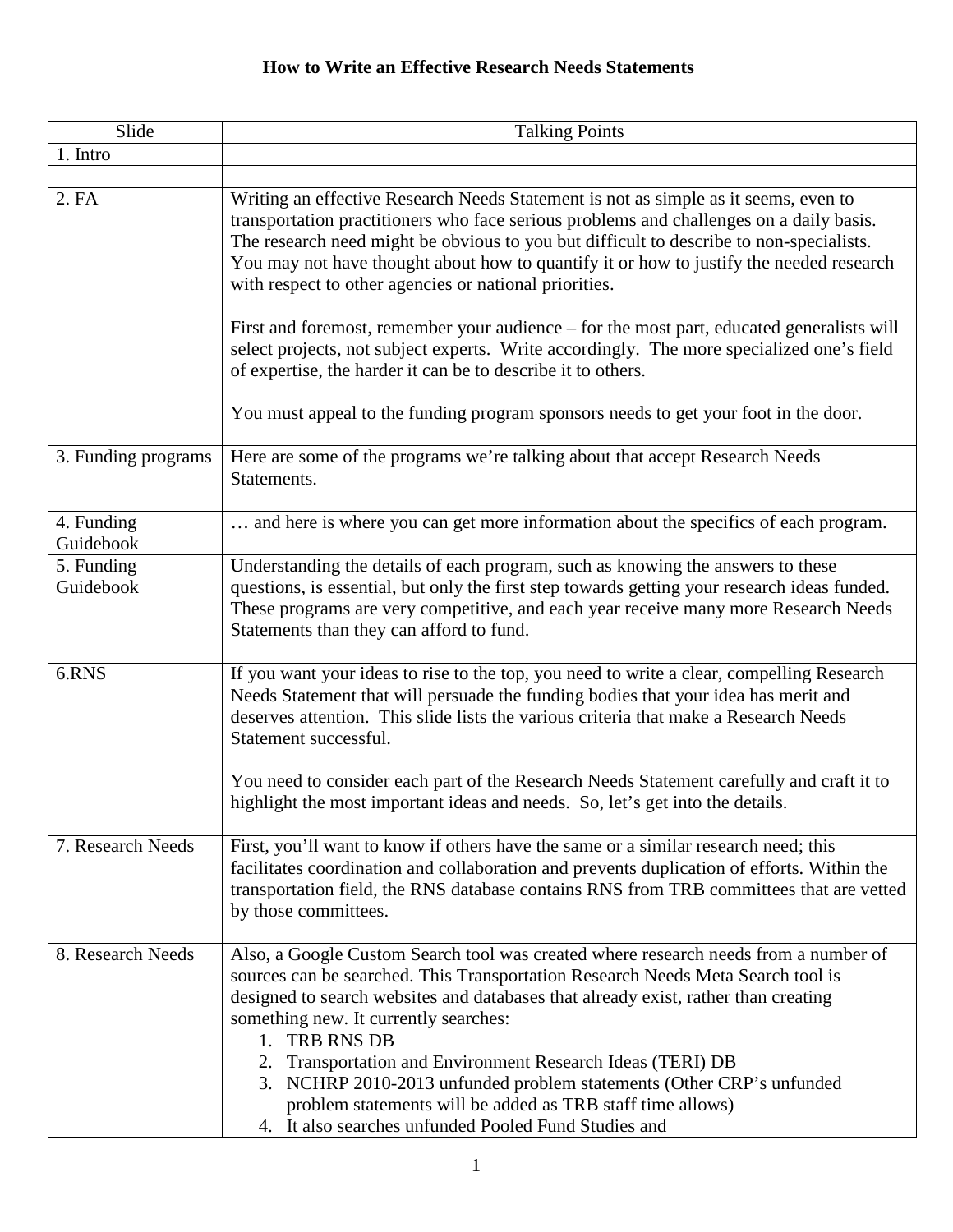# How to Write an Effective Research Needs Statements

| Slide | Talking Points |
|---|---|
| 1. Intro | |
| | |
| 2. FA | Writing an effective Research Needs Statement is not as simple as it seems, even to transportation practitioners who face serious problems and challenges on a daily basis. The research need might be obvious to you but difficult to describe to non-specialists. You may not have thought about how to quantify it or how to justify the needed research with respect to other agencies or national priorities.<br><br>First and foremost, remember your audience – for the most part, educated generalists will select projects, not subject experts. Write accordingly. The more specialized one's field of expertise, the harder it can be to describe it to others.<br><br>You must appeal to the funding program sponsors needs to get your foot in the door. |
| 3. Funding programs | Here are some of the programs we're talking about that accept Research Needs Statements. |
| 4. Funding Guidebook | … and here is where you can get more information about the specifics of each program. |
| 5. Funding Guidebook | Understanding the details of each program, such as knowing the answers to these questions, is essential, but only the first step towards getting your research ideas funded. These programs are very competitive, and each year receive many more Research Needs Statements than they can afford to fund. |
| 6.RNS | If you want your ideas to rise to the top, you need to write a clear, compelling Research Needs Statement that will persuade the funding bodies that your idea has merit and deserves attention. This slide lists the various criteria that make a Research Needs Statement successful.<br><br>You need to consider each part of the Research Needs Statement carefully and craft it to highlight the most important ideas and needs. So, let's get into the details. |
| 7. Research Needs | First, you'll want to know if others have the same or a similar research need; this facilitates coordination and collaboration and prevents duplication of efforts. Within the transportation field, the RNS database contains RNS from TRB committees that are vetted by those committees. |
| 8. Research Needs | Also, a Google Custom Search tool was created where research needs from a number of sources can be searched. This Transportation Research Needs Meta Search tool is designed to search websites and databases that already exist, rather than creating something new. It currently searches:<br>1. TRB RNS DB<br>2. Transportation and Environment Research Ideas (TERI) DB<br>3. NCHRP 2010-2013 unfunded problem statements (Other CRP's unfunded problem statements will be added as TRB staff time allows)<br>4. It also searches unfunded Pooled Fund Studies and |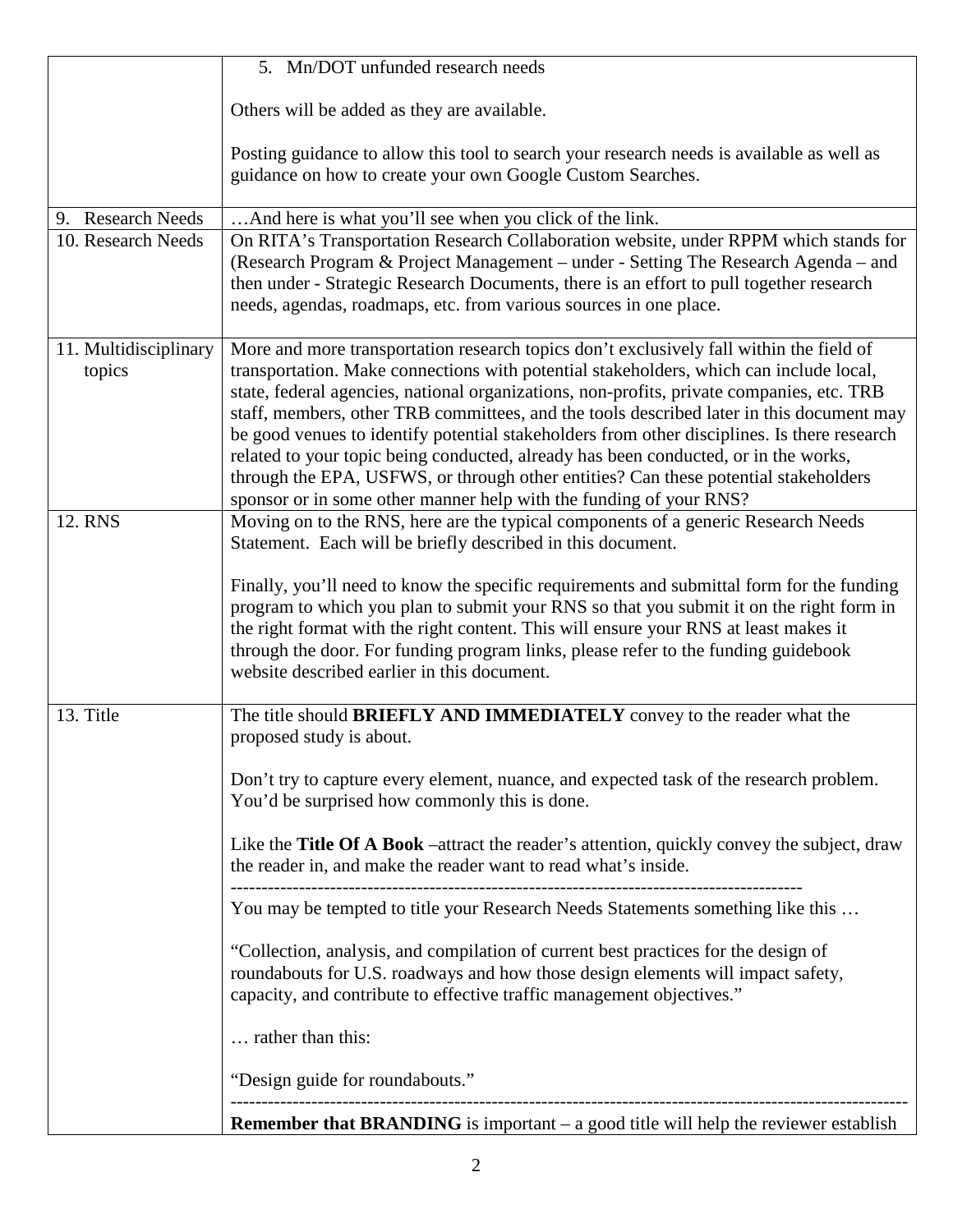| | |
|---|---|
| | 5. Mn/DOT unfunded research needs<br><br>Others will be added as they are available.<br><br>Posting guidance to allow this tool to search your research needs is available as well as guidance on how to create your own Google Custom Searches. |
| 9. Research Needs | …And here is what you'll see when you click of the link. |
| 10. Research Needs | On RITA's Transportation Research Collaboration website, under RPPM which stands for (Research Program & Project Management – under - Setting The Research Agenda – and then under - Strategic Research Documents, there is an effort to pull together research needs, agendas, roadmaps, etc. from various sources in one place. |
| 11. Multidisciplinary topics | More and more transportation research topics don't exclusively fall within the field of transportation. Make connections with potential stakeholders, which can include local, state, federal agencies, national organizations, non-profits, private companies, etc. TRB staff, members, other TRB committees, and the tools described later in this document may be good venues to identify potential stakeholders from other disciplines. Is there research related to your topic being conducted, already has been conducted, or in the works, through the EPA, USFWS, or through other entities? Can these potential stakeholders sponsor or in some other manner help with the funding of your RNS? |
| 12. RNS | Moving on to the RNS, here are the typical components of a generic Research Needs Statement. Each will be briefly described in this document.<br><br>Finally, you'll need to know the specific requirements and submittal form for the funding program to which you plan to submit your RNS so that you submit it on the right form in the right format with the right content. This will ensure your RNS at least makes it through the door. For funding program links, please refer to the funding guidebook website described earlier in this document. |
| 13. Title | The title should **BRIEFLY AND IMMEDIATELY** convey to the reader what the proposed study is about.<br><br>Don't try to capture every element, nuance, and expected task of the research problem. You'd be surprised how commonly this is done.<br><br>Like the **Title Of A Book** –attract the reader's attention, quickly convey the subject, draw the reader in, and make the reader want to read what's inside.<br>------------------------------------------------------------------------------------------<br>You may be tempted to title your Research Needs Statements something like this …<br><br>"Collection, analysis, and compilation of current best practices for the design of roundabouts for U.S. roadways and how those design elements will impact safety, capacity, and contribute to effective traffic management objectives."<br><br>… rather than this:<br><br>"Design guide for roundabouts."<br>------------------------------------------------------------------------------------------<br>**Remember that BRANDING** is important – a good title will help the reviewer establish |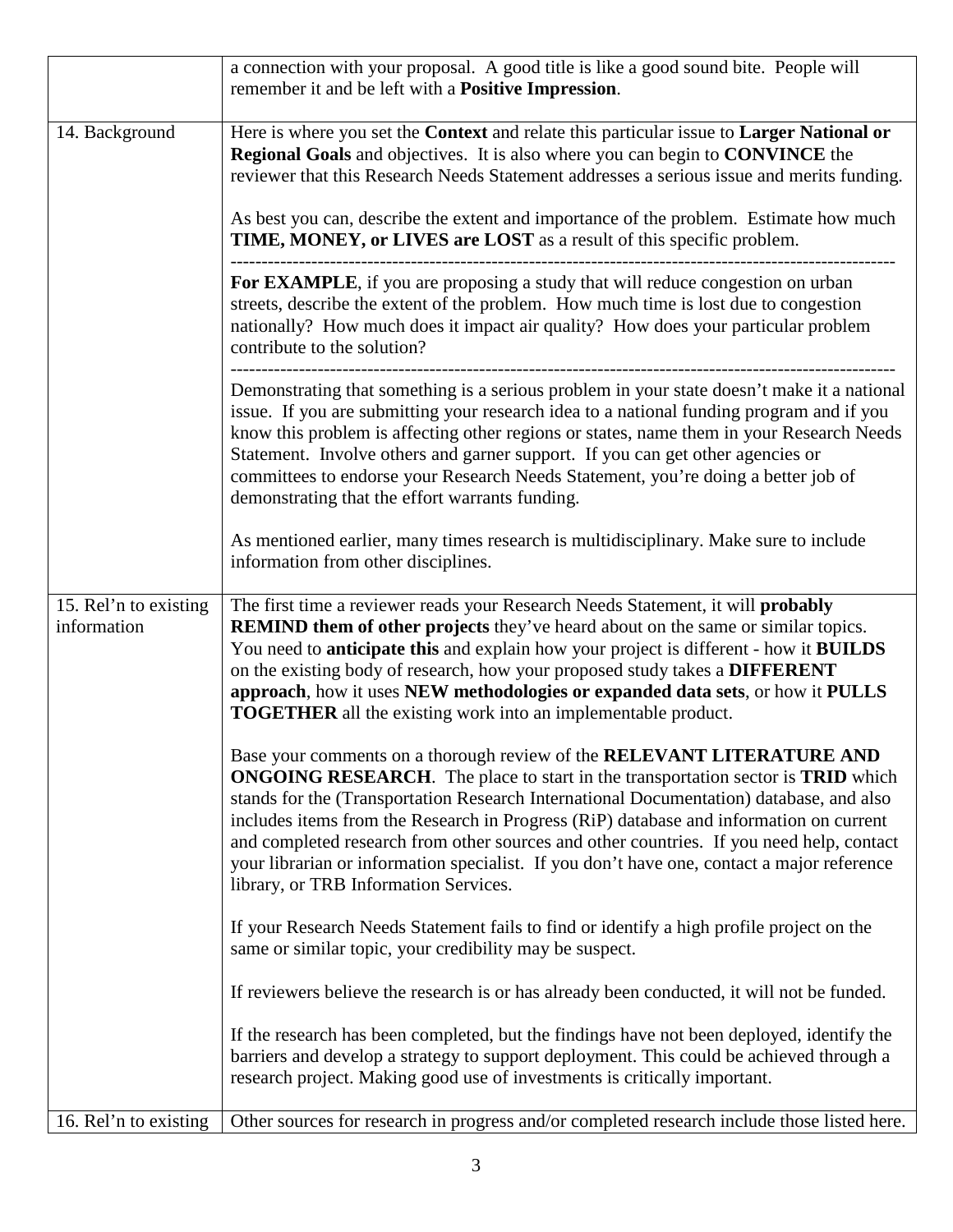| | |
|---|---|
| | a connection with your proposal. A good title is like a good sound bite. People will remember it and be left with a **Positive Impression**. |
| 14. Background | Here is where you set the **Context** and relate this particular issue to **Larger National or Regional Goals** and objectives. It is also where you can begin to **CONVINCE** the reviewer that this Research Needs Statement addresses a serious issue and merits funding.<br><br>As best you can, describe the extent and importance of the problem. Estimate how much **TIME, MONEY, or LIVES are LOST** as a result of this specific problem.<br>----------------------------------------------------------------------------------------------------------<br>**For EXAMPLE**, if you are proposing a study that will reduce congestion on urban streets, describe the extent of the problem. How much time is lost due to congestion nationally? How much does it impact air quality? How does your particular problem contribute to the solution?<br>----------------------------------------------------------------------------------------------------------<br>Demonstrating that something is a serious problem in your state doesn't make it a national issue. If you are submitting your research idea to a national funding program and if you know this problem is affecting other regions or states, name them in your Research Needs Statement. Involve others and garner support. If you can get other agencies or committees to endorse your Research Needs Statement, you're doing a better job of demonstrating that the effort warrants funding.<br><br>As mentioned earlier, many times research is multidisciplinary. Make sure to include information from other disciplines. |
| 15. Rel'n to existing information | The first time a reviewer reads your Research Needs Statement, it will **probably REMIND them of other projects** they've heard about on the same or similar topics. You need to **anticipate this** and explain how your project is different - how it **BUILDS** on the existing body of research, how your proposed study takes a **DIFFERENT approach**, how it uses **NEW methodologies or expanded data sets**, or how it **PULLS TOGETHER** all the existing work into an implementable product.<br><br>Base your comments on a thorough review of the **RELEVANT LITERATURE AND ONGOING RESEARCH**. The place to start in the transportation sector is **TRID** which stands for the (Transportation Research International Documentation) database, and also includes items from the Research in Progress (RiP) database and information on current and completed research from other sources and other countries. If you need help, contact your librarian or information specialist. If you don't have one, contact a major reference library, or TRB Information Services.<br><br>If your Research Needs Statement fails to find or identify a high profile project on the same or similar topic, your credibility may be suspect.<br><br>If reviewers believe the research is or has already been conducted, it will not be funded.<br><br>If the research has been completed, but the findings have not been deployed, identify the barriers and develop a strategy to support deployment. This could be achieved through a research project. Making good use of investments is critically important. |
| 16. Rel'n to existing | Other sources for research in progress and/or completed research include those listed here. |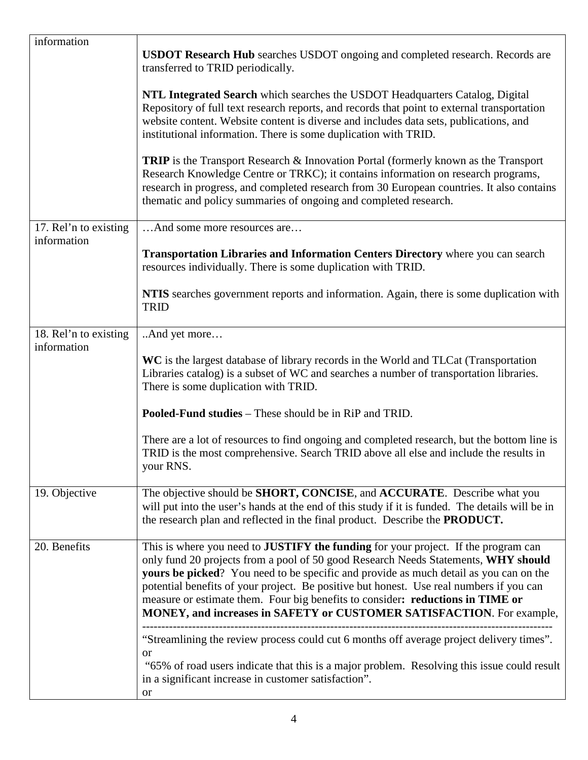| information | **USDOT Research Hub** searches USDOT ongoing and completed research. Records are transferred to TRID periodically.<br><br>**NTL Integrated Search** which searches the USDOT Headquarters Catalog, Digital Repository of full text research reports, and records that point to external transportation website content. Website content is diverse and includes data sets, publications, and institutional information. There is some duplication with TRID.<br><br>**TRIP** is the Transport Research & Innovation Portal (formerly known as the Transport Research Knowledge Centre or TRKC); it contains information on research programs, research in progress, and completed research from 30 European countries. It also contains thematic and policy summaries of ongoing and completed research. |
|---|---|
| 17. Rel'n to existing information | …And some more resources are…<br><br>**Transportation Libraries and Information Centers Directory** where you can search resources individually. There is some duplication with TRID.<br><br>**NTIS** searches government reports and information. Again, there is some duplication with TRID |
| 18. Rel'n to existing information | ..And yet more…<br><br>**WC** is the largest database of library records in the World and TLCat (Transportation Libraries catalog) is a subset of WC and searches a number of transportation libraries. There is some duplication with TRID.<br><br>**Pooled-Fund studies** – These should be in RiP and TRID.<br><br>There are a lot of resources to find ongoing and completed research, but the bottom line is TRID is the most comprehensive. Search TRID above all else and include the results in your RNS. |
| 19. Objective | The objective should be **SHORT, CONCISE**, and **ACCURATE**. Describe what you will put into the user's hands at the end of this study if it is funded. The details will be in the research plan and reflected in the final product. Describe the **PRODUCT.** |
| 20. Benefits | This is where you need to **JUSTIFY the funding** for your project. If the program can only fund 20 projects from a pool of 50 good Research Needs Statements, **WHY should yours be picked**? You need to be specific and provide as much detail as you can on the potential benefits of your project. Be positive but honest. Use real numbers if you can measure or estimate them. Four big benefits to consider**: reductions in TIME or MONEY, and increases in SAFETY or CUSTOMER SATISFACTION**. For example,<br>----------------------------------------------------------------------------------------------------------<br>"Streamlining the review process could cut 6 months off average project delivery times".<br>or<br>"65% of road users indicate that this is a major problem. Resolving this issue could result in a significant increase in customer satisfaction".<br>or |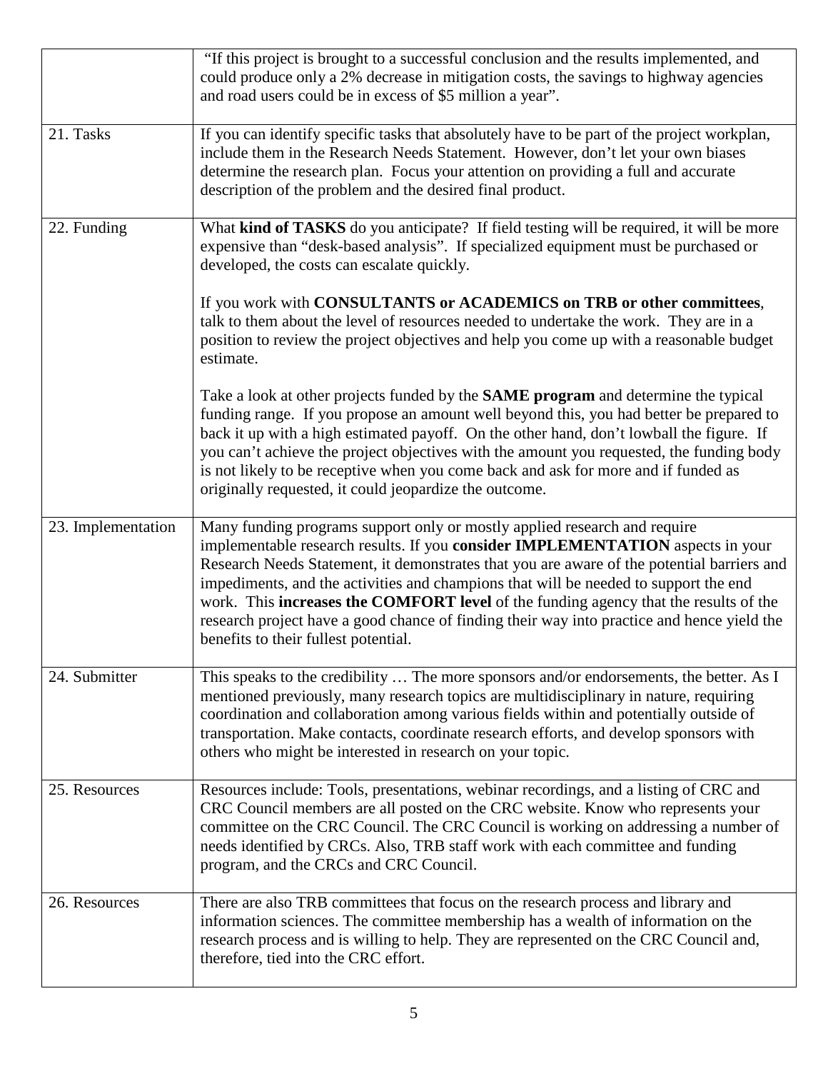|  |  |
|---|---|
|  | "If this project is brought to a successful conclusion and the results implemented, and could produce only a 2% decrease in mitigation costs, the savings to highway agencies and road users could be in excess of $5 million a year". |
| 21. Tasks | If you can identify specific tasks that absolutely have to be part of the project workplan, include them in the Research Needs Statement. However, don't let your own biases determine the research plan. Focus your attention on providing a full and accurate description of the problem and the desired final product. |
| 22. Funding | What **kind of TASKS** do you anticipate? If field testing will be required, it will be more expensive than "desk-based analysis". If specialized equipment must be purchased or developed, the costs can escalate quickly.<br><br>If you work with **CONSULTANTS or ACADEMICS on TRB or other committees**, talk to them about the level of resources needed to undertake the work. They are in a position to review the project objectives and help you come up with a reasonable budget estimate.<br><br>Take a look at other projects funded by the **SAME program** and determine the typical funding range. If you propose an amount well beyond this, you had better be prepared to back it up with a high estimated payoff. On the other hand, don't lowball the figure. If you can't achieve the project objectives with the amount you requested, the funding body is not likely to be receptive when you come back and ask for more and if funded as originally requested, it could jeopardize the outcome. |
| 23. Implementation | Many funding programs support only or mostly applied research and require implementable research results. If you **consider IMPLEMENTATION** aspects in your Research Needs Statement, it demonstrates that you are aware of the potential barriers and impediments, and the activities and champions that will be needed to support the end work. This **increases the COMFORT level** of the funding agency that the results of the research project have a good chance of finding their way into practice and hence yield the benefits to their fullest potential. |
| 24. Submitter | This speaks to the credibility … The more sponsors and/or endorsements, the better. As I mentioned previously, many research topics are multidisciplinary in nature, requiring coordination and collaboration among various fields within and potentially outside of transportation. Make contacts, coordinate research efforts, and develop sponsors with others who might be interested in research on your topic. |
| 25. Resources | Resources include: Tools, presentations, webinar recordings, and a listing of CRC and CRC Council members are all posted on the CRC website. Know who represents your committee on the CRC Council. The CRC Council is working on addressing a number of needs identified by CRCs. Also, TRB staff work with each committee and funding program, and the CRCs and CRC Council. |
| 26. Resources | There are also TRB committees that focus on the research process and library and information sciences. The committee membership has a wealth of information on the research process and is willing to help. They are represented on the CRC Council and, therefore, tied into the CRC effort. |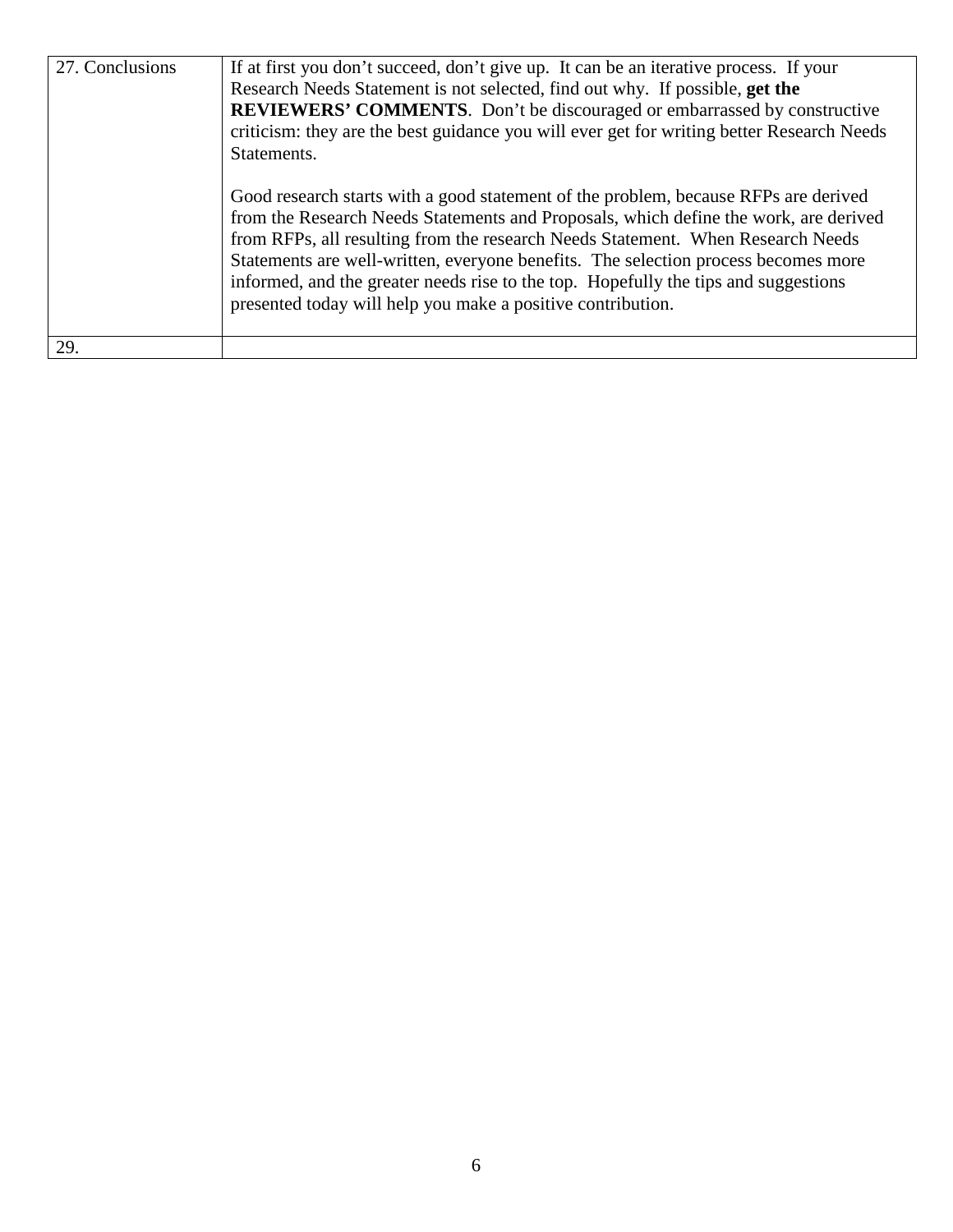| | |
|---|---|
| 27. Conclusions | If at first you don't succeed, don't give up. It can be an iterative process. If your Research Needs Statement is not selected, find out why. If possible, **get the REVIEWERS' COMMENTS**. Don't be discouraged or embarrassed by constructive criticism: they are the best guidance you will ever get for writing better Research Needs Statements.<br><br>Good research starts with a good statement of the problem, because RFPs are derived from the Research Needs Statements and Proposals, which define the work, are derived from RFPs, all resulting from the research Needs Statement. When Research Needs Statements are well-written, everyone benefits. The selection process becomes more informed, and the greater needs rise to the top. Hopefully the tips and suggestions presented today will help you make a positive contribution. |
| 29. | |